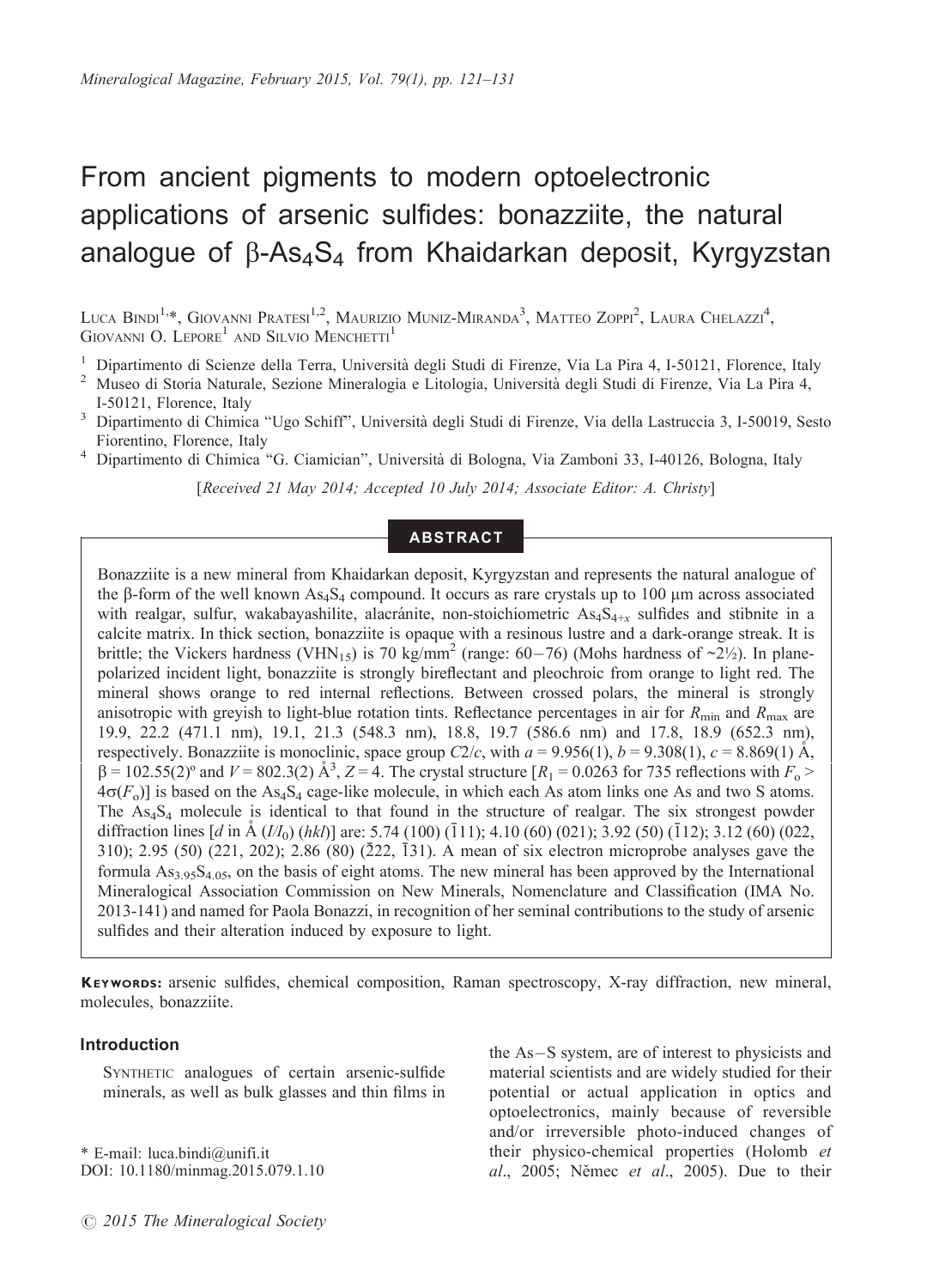# From ancient pigments to modern optoelectronic applications of arsenic sulfides: bonazziite, the natural analogue of β-$As_4S_4$ from Khaidarkan deposit, Kyrgyzstan

Luca Bindi[1,*], Giovanni Pratesi[1,2], Maurizio Muniz-Miranda[3], Matteo Zoppi[2], Laura Chelazzi[4], Giovanni O. Lepore[1] and Silvio Menchetti[1]

[1] Dipartimento di Scienze della Terra, Università degli Studi di Firenze, Via La Pira 4, I-50121, Florence, Italy

[2] Museo di Storia Naturale, Sezione Mineralogia e Litologia, Università degli Studi di Firenze, Via La Pira 4, I-50121, Florence, Italy

[3] Dipartimento di Chimica "Ugo Schiff", Università degli Studi di Firenze, Via della Lastruccia 3, I-50019, Sesto Fiorentino, Florence, Italy

[4] Dipartimento di Chimica "G. Ciamician", Università di Bologna, Via Zamboni 33, I-40126, Bologna, Italy

[*Received 21 May 2014; Accepted 10 July 2014; Associate Editor: A. Christy*]

## ABSTRACT

Bonazziite is a new mineral from Khaidarkan deposit, Kyrgyzstan and represents the natural analogue of the β-form of the well known $As_4S_4$ compound. It occurs as rare crystals up to 100 μm across associated with realgar, sulfur, wakabayashilite, alacránite, non-stoichiometric $As_4S_{4+x}$ sulfides and stibnite in a calcite matrix. In thick section, bonazziite is opaque with a resinous lustre and a dark-orange streak. It is brittle; the Vickers hardness ($VHN_{15}$) is 70 kg/mm$^2$ (range: 60–76) (Mohs hardness of ~2½). In plane-polarized incident light, bonazziite is strongly bireflectant and pleochroic from orange to light red. The mineral shows orange to red internal reflections. Between crossed polars, the mineral is strongly anisotropic with greyish to light-blue rotation tints. Reflectance percentages in air for $R_{min}$ and $R_{max}$ are 19.9, 22.2 (471.1 nm), 19.1, 21.3 (548.3 nm), 18.8, 19.7 (586.6 nm) and 17.8, 18.9 (652.3 nm), respectively. Bonazziite is monoclinic, space group $C2/c$, with $a$ = 9.956(1), $b$ = 9.308(1), $c$ = 8.869(1) Å, β = 102.55(2)° and $V$ = 802.3(2) Å$^3$, $Z$ = 4. The crystal structure [$R_1$ = 0.0263 for 735 reflections with $F_o > 4\sigma(F_o)$] is based on the $As_4S_4$ cage-like molecule, in which each As atom links one As and two S atoms. The $As_4S_4$ molecule is identical to that found in the structure of realgar. The six strongest powder diffraction lines [$d$ in Å ($I/I_0$) ($hkl$)] are: 5.74 (100) ($\bar{1}11$); 4.10 (60) (021); 3.92 (50) ($\bar{1}12$); 3.12 (60) (022, 310); 2.95 (50) (221, 202); 2.86 (80) ($\bar{2}22$, $\bar{1}31$). A mean of six electron microprobe analyses gave the formula $As_{3.95}S_{4.05}$, on the basis of eight atoms. The new mineral has been approved by the International Mineralogical Association Commission on New Minerals, Nomenclature and Classification (IMA No. 2013-141) and named for Paola Bonazzi, in recognition of her seminal contributions to the study of arsenic sulfides and their alteration induced by exposure to light.

**Keywords:** arsenic sulfides, chemical composition, Raman spectroscopy, X-ray diffraction, new mineral, molecules, bonazziite.

## Introduction

Synthetic analogues of certain arsenic-sulfide minerals, as well as bulk glasses and thin films in the As–S system, are of interest to physicists and material scientists and are widely studied for their potential or actual application in optics and optoelectronics, mainly because of reversible and/or irreversible photo-induced changes of their physico-chemical properties (Holomb *et al*., 2005; Němec *et al*., 2005). Due to their

\* E-mail: luca.bindi@unifi.it
DOI: 10.1180/minmag.2015.079.1.10

© 2015 The Mineralogical Society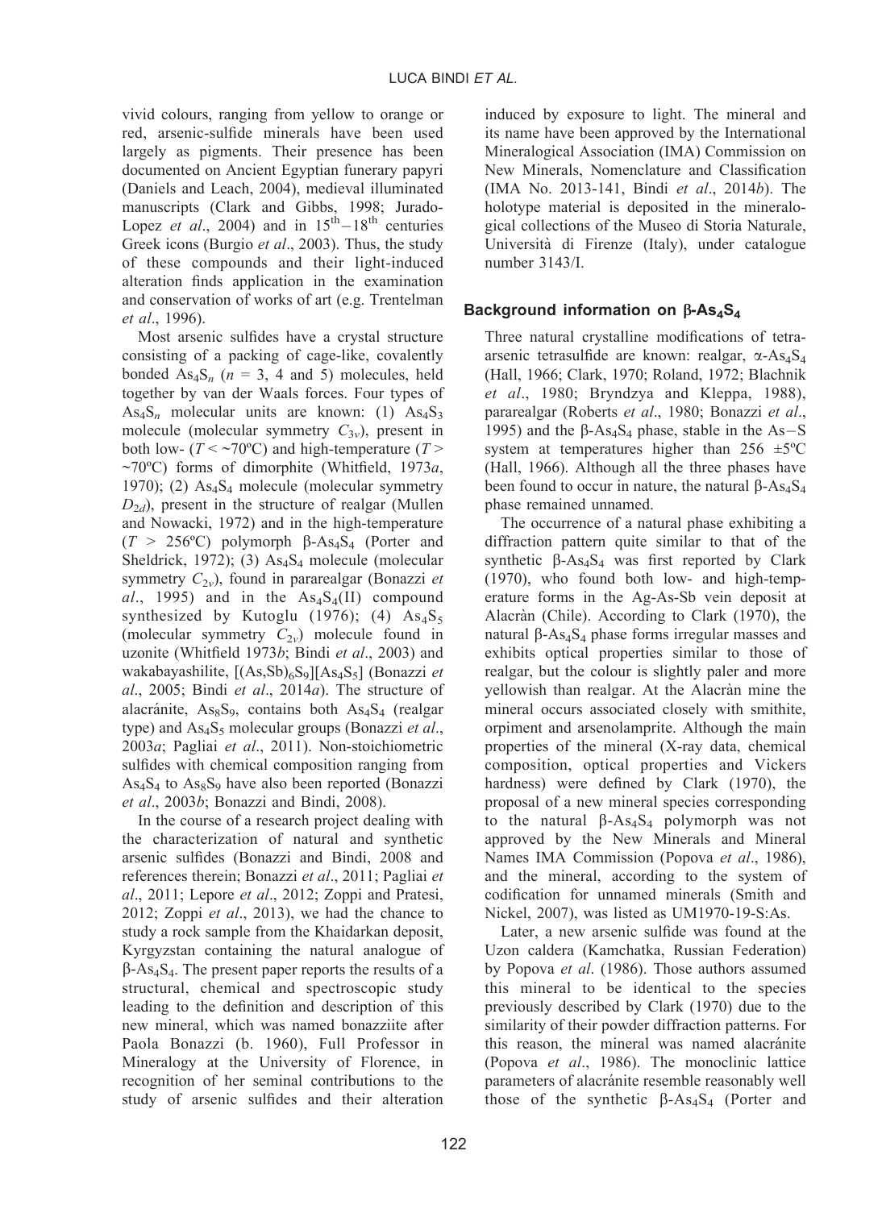vivid colours, ranging from yellow to orange or red, arsenic-sulfide minerals have been used largely as pigments. Their presence has been documented on Ancient Egyptian funerary papyri (Daniels and Leach, 2004), medieval illuminated manuscripts (Clark and Gibbs, 1998; Jurado-Lopez *et al*., 2004) and in $15^{th}$–$18^{th}$ centuries Greek icons (Burgio *et al*., 2003). Thus, the study of these compounds and their light-induced alteration finds application in the examination and conservation of works of art (e.g. Trentelman *et al*., 1996).

Most arsenic sulfides have a crystal structure consisting of a packing of cage-like, covalently bonded $As_4S_n$ ($n$ = 3, 4 and 5) molecules, held together by van der Waals forces. Four types of $As_4S_n$ molecular units are known: (1) $As_4S_3$ molecule (molecular symmetry $C_{3v}$), present in both low- ($T$ < ~70ºC) and high-temperature ($T$ > ~70ºC) forms of dimorphite (Whitfield, 1973*a*, 1970); (2) $As_4S_4$ molecule (molecular symmetry $D_{2d}$), present in the structure of realgar (Mullen and Nowacki, 1972) and in the high-temperature ($T$ > 256ºC) polymorph β-$As_4S_4$ (Porter and Sheldrick, 1972); (3) $As_4S_4$ molecule (molecular symmetry $C_{2v}$), found in pararealgar (Bonazzi *et al*., 1995) and in the $As_4S_4$(II) compound synthesized by Kutoglu (1976); (4) $As_4S_5$ (molecular symmetry $C_{2v}$) molecule found in uzonite (Whitfield 1973*b*; Bindi *et al*., 2003) and wakabayashilite, $[(As,Sb)_6S_9][As_4S_5]$ (Bonazzi *et al*., 2005; Bindi *et al*., 2014*a*). The structure of alacránite, $As_8S_9$, contains both $As_4S_4$ (realgar type) and $As_4S_5$ molecular groups (Bonazzi *et al*., 2003*a*; Pagliai *et al*., 2011). Non-stoichiometric sulfides with chemical composition ranging from $As_4S_4$ to $As_8S_9$ have also been reported (Bonazzi *et al*., 2003*b*; Bonazzi and Bindi, 2008).

In the course of a research project dealing with the characterization of natural and synthetic arsenic sulfides (Bonazzi and Bindi, 2008 and references therein; Bonazzi *et al*., 2011; Pagliai *et al*., 2011; Lepore *et al*., 2012; Zoppi and Pratesi, 2012; Zoppi *et al*., 2013), we had the chance to study a rock sample from the Khaidarkan deposit, Kyrgyzstan containing the natural analogue of β-$As_4S_4$. The present paper reports the results of a structural, chemical and spectroscopic study leading to the definition and description of this new mineral, which was named bonazziite after Paola Bonazzi (b. 1960), Full Professor in Mineralogy at the University of Florence, in recognition of her seminal contributions to the study of arsenic sulfides and their alteration induced by exposure to light. The mineral and its name have been approved by the International Mineralogical Association (IMA) Commission on New Minerals, Nomenclature and Classification (IMA No. 2013-141, Bindi *et al*., 2014*b*). The holotype material is deposited in the mineralogical collections of the Museo di Storia Naturale, Università di Firenze (Italy), under catalogue number 3143/I.

## Background information on β-$As_4S_4$

Three natural crystalline modifications of tetraarsenic tetrasulfide are known: realgar, α-$As_4S_4$ (Hall, 1966; Clark, 1970; Roland, 1972; Blachnik *et al*., 1980; Bryndzya and Kleppa, 1988), pararealgar (Roberts *et al*., 1980; Bonazzi *et al*., 1995) and the β-$As_4S_4$ phase, stable in the As–S system at temperatures higher than 256 ±5ºC (Hall, 1966). Although all the three phases have been found to occur in nature, the natural β-$As_4S_4$ phase remained unnamed.

The occurrence of a natural phase exhibiting a diffraction pattern quite similar to that of the synthetic β-$As_4S_4$ was first reported by Clark (1970), who found both low- and high-temperature forms in the Ag-As-Sb vein deposit at Alacràn (Chile). According to Clark (1970), the natural β-$As_4S_4$ phase forms irregular masses and exhibits optical properties similar to those of realgar, but the colour is slightly paler and more yellowish than realgar. At the Alacràn mine the mineral occurs associated closely with smithite, orpiment and arsenolamprite. Although the main properties of the mineral (X-ray data, chemical composition, optical properties and Vickers hardness) were defined by Clark (1970), the proposal of a new mineral species corresponding to the natural β-$As_4S_4$ polymorph was not approved by the New Minerals and Mineral Names IMA Commission (Popova *et al*., 1986), and the mineral, according to the system of codification for unnamed minerals (Smith and Nickel, 2007), was listed as UM1970-19-S:As.

Later, a new arsenic sulfide was found at the Uzon caldera (Kamchatka, Russian Federation) by Popova *et al*. (1986). Those authors assumed this mineral to be identical to the species previously described by Clark (1970) due to the similarity of their powder diffraction patterns. For this reason, the mineral was named alacránite (Popova *et al*., 1986). The monoclinic lattice parameters of alacránite resemble reasonably well those of the synthetic β-$As_4S_4$ (Porter and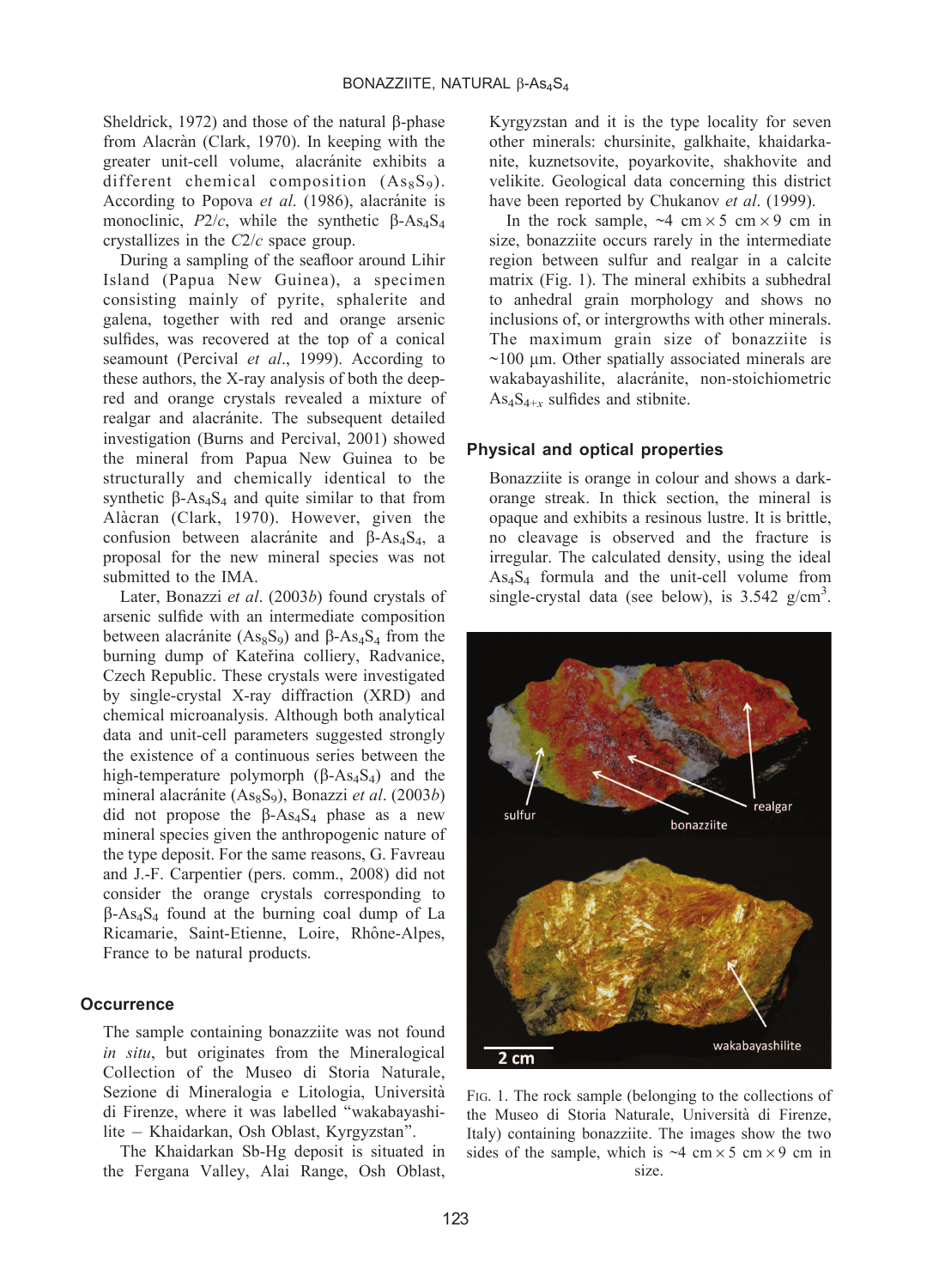Sheldrick, 1972) and those of the natural β-phase from Alacràn (Clark, 1970). In keeping with the greater unit-cell volume, alacránite exhibits a different chemical composition ($As_8S_9$). According to Popova *et al.* (1986), alacránite is monoclinic, *P*2/*c*, while the synthetic β-$As_4S_4$ crystallizes in the *C*2/*c* space group.

During a sampling of the seafloor around Lihir Island (Papua New Guinea), a specimen consisting mainly of pyrite, sphalerite and galena, together with red and orange arsenic sulfides, was recovered at the top of a conical seamount (Percival *et al.*, 1999). According to these authors, the X-ray analysis of both the deep-red and orange crystals revealed a mixture of realgar and alacránite. The subsequent detailed investigation (Burns and Percival, 2001) showed the mineral from Papua New Guinea to be structurally and chemically identical to the synthetic β-$As_4S_4$ and quite similar to that from Alàcran (Clark, 1970). However, given the confusion between alacránite and β-$As_4S_4$, a proposal for the new mineral species was not submitted to the IMA.

Later, Bonazzi *et al.* (2003*b*) found crystals of arsenic sulfide with an intermediate composition between alacránite ($As_8S_9$) and β-$As_4S_4$ from the burning dump of Kateřina colliery, Radvanice, Czech Republic. These crystals were investigated by single-crystal X-ray diffraction (XRD) and chemical microanalysis. Although both analytical data and unit-cell parameters suggested strongly the existence of a continuous series between the high-temperature polymorph (β-$As_4S_4$) and the mineral alacránite ($As_8S_9$), Bonazzi *et al.* (2003*b*) did not propose the β-$As_4S_4$ phase as a new mineral species given the anthropogenic nature of the type deposit. For the same reasons, G. Favreau and J.-F. Carpentier (pers. comm., 2008) did not consider the orange crystals corresponding to β-$As_4S_4$ found at the burning coal dump of La Ricamarie, Saint-Etienne, Loire, Rhône-Alpes, France to be natural products.

## Occurrence

The sample containing bonazziite was not found *in situ*, but originates from the Mineralogical Collection of the Museo di Storia Naturale, Sezione di Mineralogia e Litologia, Università di Firenze, where it was labelled "wakabayashilite – Khaidarkan, Osh Oblast, Kyrgyzstan".

The Khaidarkan Sb-Hg deposit is situated in the Fergana Valley, Alai Range, Osh Oblast, Kyrgyzstan and it is the type locality for seven other minerals: chursinite, galkhaite, khaidarkanite, kuznetsovite, poyarkovite, shakhovite and velikite. Geological data concerning this district have been reported by Chukanov *et al.* (1999).

In the rock sample, ~4 cm × 5 cm × 9 cm in size, bonazziite occurs rarely in the intermediate region between sulfur and realgar in a calcite matrix (Fig. 1). The mineral exhibits a subhedral to anhedral grain morphology and shows no inclusions of, or intergrowths with other minerals. The maximum grain size of bonazziite is ~100 μm. Other spatially associated minerals are wakabayashilite, alacránite, non-stoichiometric $As_4S_{4+x}$ sulfides and stibnite.

## Physical and optical properties

Bonazziite is orange in colour and shows a dark-orange streak. In thick section, the mineral is opaque and exhibits a resinous lustre. It is brittle, no cleavage is observed and the fracture is irregular. The calculated density, using the ideal $As_4S_4$ formula and the unit-cell volume from single-crystal data (see below), is 3.542 g/cm$^3$.

FIG. 1. The rock sample (belonging to the collections of the Museo di Storia Naturale, Università di Firenze, Italy) containing bonazziite. The images show the two sides of the sample, which is ~4 cm × 5 cm × 9 cm in size.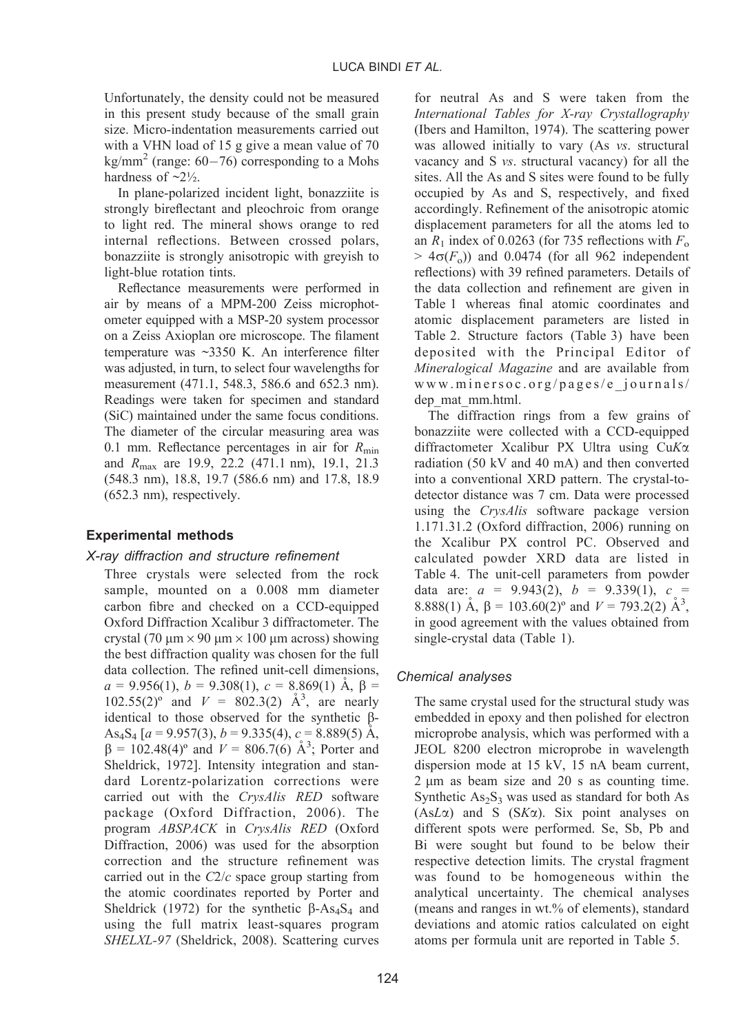Unfortunately, the density could not be measured in this present study because of the small grain size. Micro-indentation measurements carried out with a VHN load of 15 g give a mean value of 70 kg/mm$^2$ (range: 60−76) corresponding to a Mohs hardness of ~2½.

In plane-polarized incident light, bonazziite is strongly bireflectant and pleochroic from orange to light red. The mineral shows orange to red internal reflections. Between crossed polars, bonazziite is strongly anisotropic with greyish to light-blue rotation tints.

Reflectance measurements were performed in air by means of a MPM-200 Zeiss microphotometer equipped with a MSP-20 system processor on a Zeiss Axioplan ore microscope. The filament temperature was ~3350 K. An interference filter was adjusted, in turn, to select four wavelengths for measurement (471.1, 548.3, 586.6 and 652.3 nm). Readings were taken for specimen and standard (SiC) maintained under the same focus conditions. The diameter of the circular measuring area was 0.1 mm. Reflectance percentages in air for $R_{min}$ and $R_{max}$ are 19.9, 22.2 (471.1 nm), 19.1, 21.3 (548.3 nm), 18.8, 19.7 (586.6 nm) and 17.8, 18.9 (652.3 nm), respectively.

## Experimental methods

### *X-ray diffraction and structure refinement*

Three crystals were selected from the rock sample, mounted on a 0.008 mm diameter carbon fibre and checked on a CCD-equipped Oxford Diffraction Xcalibur 3 diffractometer. The crystal (70 μm × 90 μm × 100 μm across) showing the best diffraction quality was chosen for the full data collection. The refined unit-cell dimensions, $a$ = 9.956(1), $b$ = 9.308(1), $c$ = 8.869(1) Å, β = 102.55(2)º and $V$ = 802.3(2) Å$^3$, are nearly identical to those observed for the synthetic β-$As_4S_4$ [$a$ = 9.957(3), $b$ = 9.335(4), $c$ = 8.889(5) Å, β = 102.48(4)º and $V$ = 806.7(6) Å$^3$; Porter and Sheldrick, 1972]. Intensity integration and standard Lorentz-polarization corrections were carried out with the *CrysAlis RED* software package (Oxford Diffraction, 2006). The program *ABSPACK* in *CrysAlis RED* (Oxford Diffraction, 2006) was used for the absorption correction and the structure refinement was carried out in the *C*2/*c* space group starting from the atomic coordinates reported by Porter and Sheldrick (1972) for the synthetic β-$As_4S_4$ and using the full matrix least-squares program *SHELXL-97* (Sheldrick, 2008). Scattering curves for neutral As and S were taken from the *International Tables for X-ray Crystallography* (Ibers and Hamilton, 1974). The scattering power was allowed initially to vary (As *vs*. structural vacancy and S *vs*. structural vacancy) for all the sites. All the As and S sites were found to be fully occupied by As and S, respectively, and fixed accordingly. Refinement of the anisotropic atomic displacement parameters for all the atoms led to an $R_1$ index of 0.0263 (for 735 reflections with $F_o > 4\sigma(F_o)$) and 0.0474 (for all 962 independent reflections) with 39 refined parameters. Details of the data collection and refinement are given in Table 1 whereas final atomic coordinates and atomic displacement parameters are listed in Table 2. Structure factors (Table 3) have been deposited with the Principal Editor of *Mineralogical Magazine* and are available from www.minersoc.org/pages/e_journals/dep_mat_mm.html.

The diffraction rings from a few grains of bonazziite were collected with a CCD-equipped diffractometer Xcalibur PX Ultra using Cu*K*α radiation (50 kV and 40 mA) and then converted into a conventional XRD pattern. The crystal-to-detector distance was 7 cm. Data were processed using the *CrysAlis* software package version 1.171.31.2 (Oxford diffraction, 2006) running on the Xcalibur PX control PC. Observed and calculated powder XRD data are listed in Table 4. The unit-cell parameters from powder data are: $a$ = 9.943(2), $b$ = 9.339(1), $c$ = 8.888(1) Å, β = 103.60(2)º and $V$ = 793.2(2) Å$^3$, in good agreement with the values obtained from single-crystal data (Table 1).

### *Chemical analyses*

The same crystal used for the structural study was embedded in epoxy and then polished for electron microprobe analysis, which was performed with a JEOL 8200 electron microprobe in wavelength dispersion mode at 15 kV, 15 nA beam current, 2 μm as beam size and 20 s as counting time. Synthetic $As_2S_3$ was used as standard for both As (As*L*α) and S (S*K*α). Six point analyses on different spots were performed. Se, Sb, Pb and Bi were sought but found to be below their respective detection limits. The crystal fragment was found to be homogeneous within the analytical uncertainty. The chemical analyses (means and ranges in wt.% of elements), standard deviations and atomic ratios calculated on eight atoms per formula unit are reported in Table 5.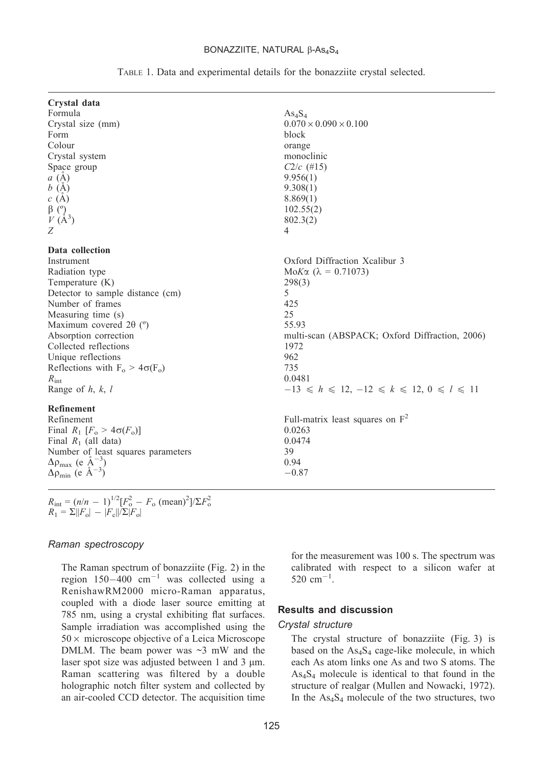Table 1. Data and experimental details for the bonazziite crystal selected.

| | |
|---|---|
| **Crystal data** | |
| Formula | $As_4S_4$ |
| Crystal size (mm) | $0.070 \times 0.090 \times 0.100$ |
| Form | block |
| Colour | orange |
| Crystal system | monoclinic |
| Space group | $C2/c$ (#15) |
| $a$ (Å) | 9.956(1) |
| $b$ (Å) | 9.308(1) |
| $c$ (Å) | 8.869(1) |
| $\beta$ (º) | 102.55(2) |
| $V$ (Å$^3$) | 802.3(2) |
| $Z$ | 4 |
| **Data collection** | |
| Instrument | Oxford Diffraction Xcalibur 3 |
| Radiation type | Mo$K\alpha$ ($\lambda$ = 0.71073) |
| Temperature (K) | 298(3) |
| Detector to sample distance (cm) | 5 |
| Number of frames | 425 |
| Measuring time (s) | 25 |
| Maximum covered 2θ (º) | 55.93 |
| Absorption correction | multi-scan (ABSPACK; Oxford Diffraction, 2006) |
| Collected reflections | 1972 |
| Unique reflections | 962 |
| Reflections with $F_o > 4\sigma(F_o)$ | 735 |
| $R_{int}$ | 0.0481 |
| Range of $h$, $k$, $l$ | $-13 \leqslant h \leqslant 12$, $-12 \leqslant k \leqslant 12$, $0 \leqslant l \leqslant 11$ |
| **Refinement** | |
| Refinement | Full-matrix least squares on $F^2$ |
| Final $R_1$ [$F_o > 4\sigma(F_o)$] | 0.0263 |
| Final $R_1$ (all data) | 0.0474 |
| Number of least squares parameters | 39 |
| $\Delta\rho_{max}$ (e Å$^{-3}$) | 0.94 |
| $\Delta\rho_{min}$ (e Å$^{-3}$) | −0.87 |

$R_{int} = (n/n-1)^{1/2}[F_o^2 - F_o\,(\text{mean})^2]/\Sigma F_o^2$
$R_1 = \Sigma||F_o| - |F_c||/\Sigma|F_o|$

### Raman spectroscopy

The Raman spectrum of bonazziite (Fig. 2) in the region 150–400 cm$^{-1}$ was collected using a RenishawRM2000 micro-Raman apparatus, coupled with a diode laser source emitting at 785 nm, using a crystal exhibiting flat surfaces. Sample irradiation was accomplished using the 50× microscope objective of a Leica Microscope DMLM. The beam power was ~3 mW and the laser spot size was adjusted between 1 and 3 μm. Raman scattering was filtered by a double holographic notch filter system and collected by an air-cooled CCD detector. The acquisition time for the measurement was 100 s. The spectrum was calibrated with respect to a silicon wafer at 520 cm$^{-1}$.

## Results and discussion

### Crystal structure

The crystal structure of bonazziite (Fig. 3) is based on the $As_4S_4$ cage-like molecule, in which each As atom links one As and two S atoms. The $As_4S_4$ molecule is identical to that found in the structure of realgar (Mullen and Nowacki, 1972). In the $As_4S_4$ molecule of the two structures, two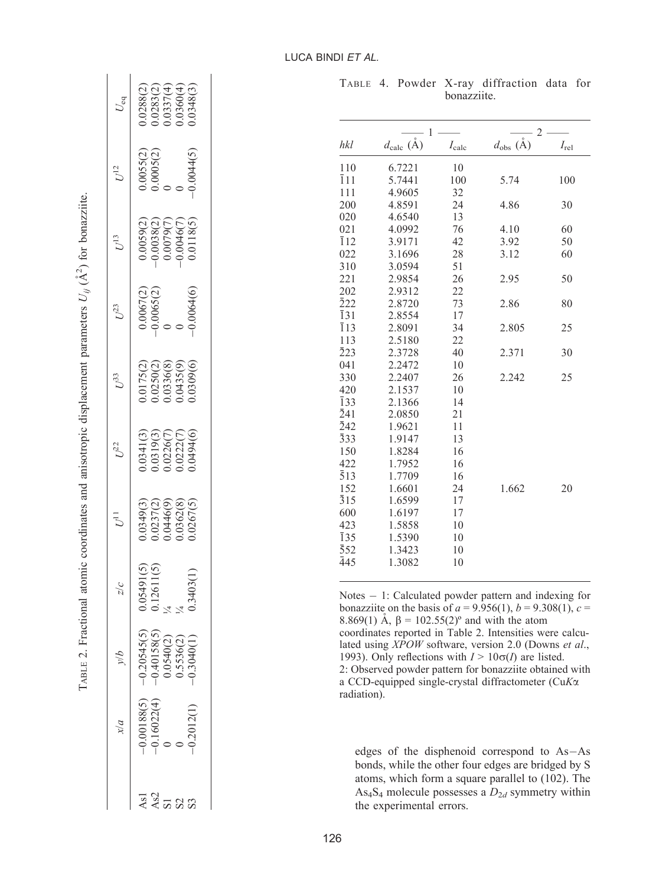TABLE 2. Fractional atomic coordinates and anisotropic displacement parameters $U_{ij}$ (Å$^2$) for bonazziite.

| | $x/a$ | $y/b$ | $z/c$ | $U^{11}$ | $U^{22}$ | $U^{33}$ | $U^{23}$ | $U^{13}$ | $U^{12}$ | $U_{eq}$ |
|---|---|---|---|---|---|---|---|---|---|---|
| As1 | −0.00188(5) | −0.20545(5) | 0.05491(5) | 0.0349(3) | 0.0341(3) | 0.0175(2) | 0.0067(2) | 0.0059(2) | 0.0055(2) | 0.0288(2) |
| As2 | −0.16022(4) | −0.40158(5) | 0.12611(5) | 0.0237(2) | 0.0319(3) | 0.0250(2) | −0.0065(2) | −0.0038(2) | 0.0005(2) | 0.0283(2) |
| S1 | 0 | 0.0540(2) | ¼ | 0.0446(9) | 0.0226(7) | 0.0336(8) | 0 | 0.0079(7) | 0 | 0.0337(4) |
| S2 | 0 | 0.5536(2) | ¼ | 0.0362(8) | 0.0222(7) | 0.0435(9) | 0 | −0.0046(7) | 0 | 0.0360(4) |
| S3 | −0.2012(1) | −0.3040(1) | 0.3403(1) | 0.0267(5) | 0.0494(6) | 0.0309(6) | −0.0064(6) | 0.0118(5) | −0.0044(5) | 0.0348(3) |

TABLE 4. Powder X-ray diffraction data for bonazziite.

| | 1 | | 2 | |
|---|---|---|---|---|
| $hkl$ | $d_{calc}$ (Å) | $I_{calc}$ | $d_{obs}$ (Å) | $I_{rel}$ |
| 110 | 6.7221 | 10 | | |
| $\bar{1}11$ | 5.7441 | 100 | 5.74 | 100 |
| 111 | 4.9605 | 32 | | |
| 200 | 4.8591 | 24 | 4.86 | 30 |
| 020 | 4.6540 | 13 | | |
| 021 | 4.0992 | 76 | 4.10 | 60 |
| $\bar{1}12$ | 3.9171 | 42 | 3.92 | 50 |
| 022 | 3.1696 | 28 | 3.12 | 60 |
| 310 | 3.0594 | 51 | | |
| 221 | 2.9854 | 26 | 2.95 | 50 |
| 202 | 2.9312 | 22 | | |
| $\bar{2}22$ | 2.8720 | 73 | 2.86 | 80 |
| $\bar{1}31$ | 2.8554 | 17 | | |
| $\bar{1}13$ | 2.8091 | 34 | 2.805 | 25 |
| 113 | 2.5180 | 22 | | |
| $\bar{2}23$ | 2.3728 | 40 | 2.371 | 30 |
| 041 | 2.2472 | 10 | | |
| 330 | 2.2407 | 26 | 2.242 | 25 |
| 420 | 2.1537 | 10 | | |
| $\bar{1}33$ | 2.1366 | 14 | | |
| $\bar{2}41$ | 2.0850 | 21 | | |
| $\bar{2}42$ | 1.9621 | 11 | | |
| $\bar{3}33$ | 1.9147 | 13 | | |
| 150 | 1.8284 | 16 | | |
| 422 | 1.7952 | 16 | | |
| $\bar{5}13$ | 1.7709 | 16 | | |
| 152 | 1.6601 | 24 | 1.662 | 20 |
| $\bar{3}15$ | 1.6599 | 17 | | |
| 600 | 1.6197 | 17 | | |
| 423 | 1.5858 | 10 | | |
| $\bar{1}35$ | 1.5390 | 10 | | |
| $\bar{5}52$ | 1.3423 | 10 | | |
| $\bar{4}45$ | 1.3082 | 10 | | |

Notes – 1: Calculated powder pattern and indexing for bonazziite on the basis of $a$ = 9.956(1), $b$ = 9.308(1), $c$ = 8.869(1) Å, β = 102.55(2)° and with the atom coordinates reported in Table 2. Intensities were calculated using *XPOW* software, version 2.0 (Downs *et al*., 1993). Only reflections with $I > 10\sigma(I)$ are listed.
2: Observed powder pattern for bonazziite obtained with a CCD-equipped single-crystal diffractometer (Cu$K\alpha$ radiation).

edges of the disphenoid correspond to As–As bonds, while the other four edges are bridged by S atoms, which form a square parallel to (102). The $As_4S_4$ molecule possesses a $D_{2d}$ symmetry within the experimental errors.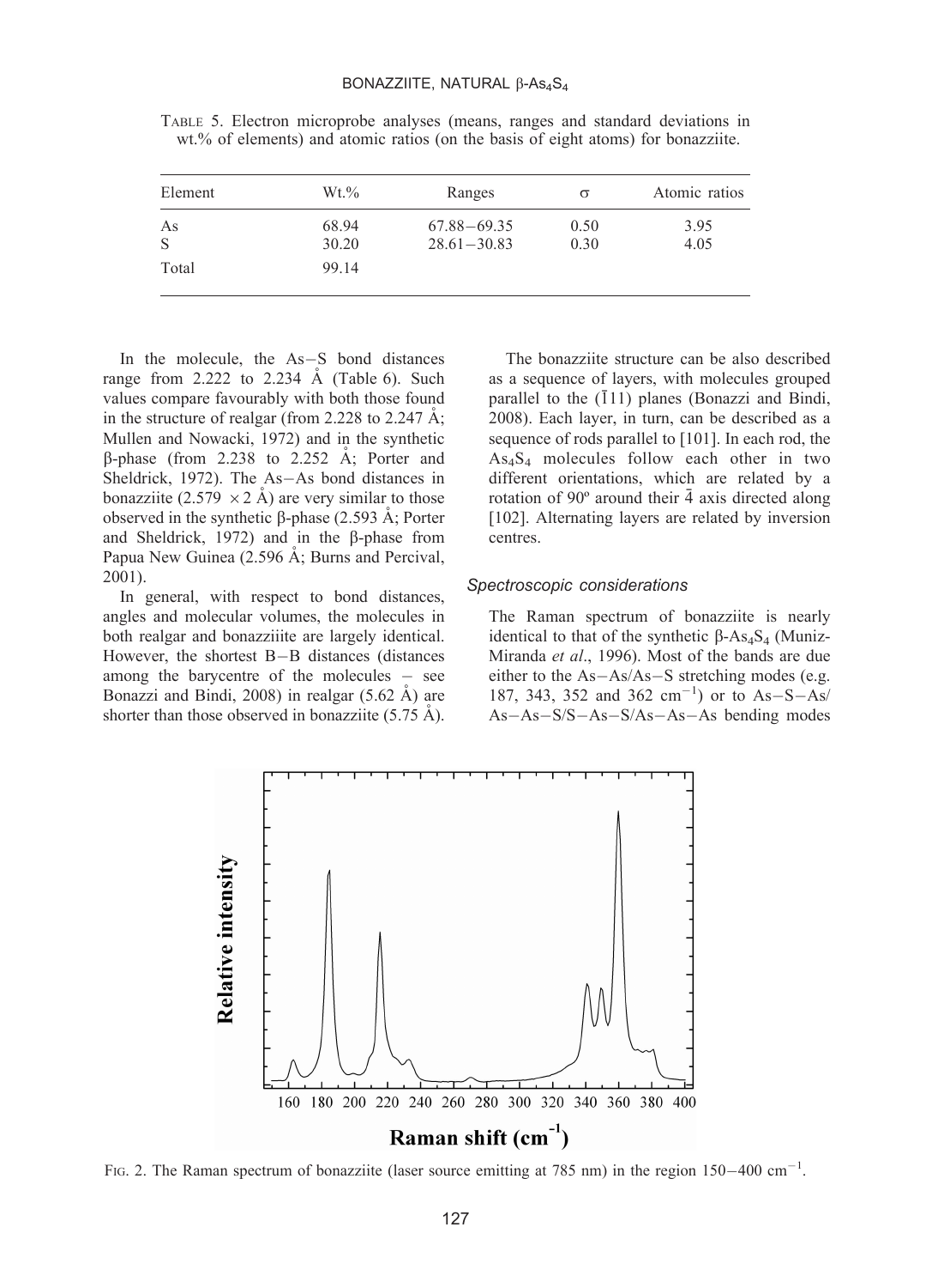TABLE 5. Electron microprobe analyses (means, ranges and standard deviations in wt.% of elements) and atomic ratios (on the basis of eight atoms) for bonazziite.

| Element | Wt.% | Ranges | σ | Atomic ratios |
|---|---|---|---|---|
| As | 68.94 | 67.88–69.35 | 0.50 | 3.95 |
| S | 30.20 | 28.61–30.83 | 0.30 | 4.05 |
| Total | 99.14 | | | |

In the molecule, the As–S bond distances range from 2.222 to 2.234 Å (Table 6). Such values compare favourably with both those found in the structure of realgar (from 2.228 to 2.247 Å; Mullen and Nowacki, 1972) and in the synthetic β-phase (from 2.238 to 2.252 Å; Porter and Sheldrick, 1972). The As–As bond distances in bonazziite (2.579 × 2 Å) are very similar to those observed in the synthetic β-phase (2.593 Å; Porter and Sheldrick, 1972) and in the β-phase from Papua New Guinea (2.596 Å; Burns and Percival, 2001).

In general, with respect to bond distances, angles and molecular volumes, the molecules in both realgar and bonazziiite are largely identical. However, the shortest B–B distances (distances among the barycentre of the molecules – see Bonazzi and Bindi, 2008) in realgar (5.62 Å) are shorter than those observed in bonazziite (5.75 Å).

The bonazziite structure can be also described as a sequence of layers, with molecules grouped parallel to the ($\bar{1}$11) planes (Bonazzi and Bindi, 2008). Each layer, in turn, can be described as a sequence of rods parallel to [101]. In each rod, the $As_4S_4$ molecules follow each other in two different orientations, which are related by a rotation of 90º around their $\bar{4}$ axis directed along [102]. Alternating layers are related by inversion centres.

### Spectroscopic considerations

The Raman spectrum of bonazziite is nearly identical to that of the synthetic β-$As_4S_4$ (Muniz-Miranda *et al*., 1996). Most of the bands are due either to the As–As/As–S stretching modes (e.g. 187, 343, 352 and 362 $cm^{-1}$) or to As–S–As/As–As–S/S–As–S/As–As–As bending modes

FIG. 2. The Raman spectrum of bonazziite (laser source emitting at 785 nm) in the region 150–400 $cm^{-1}$.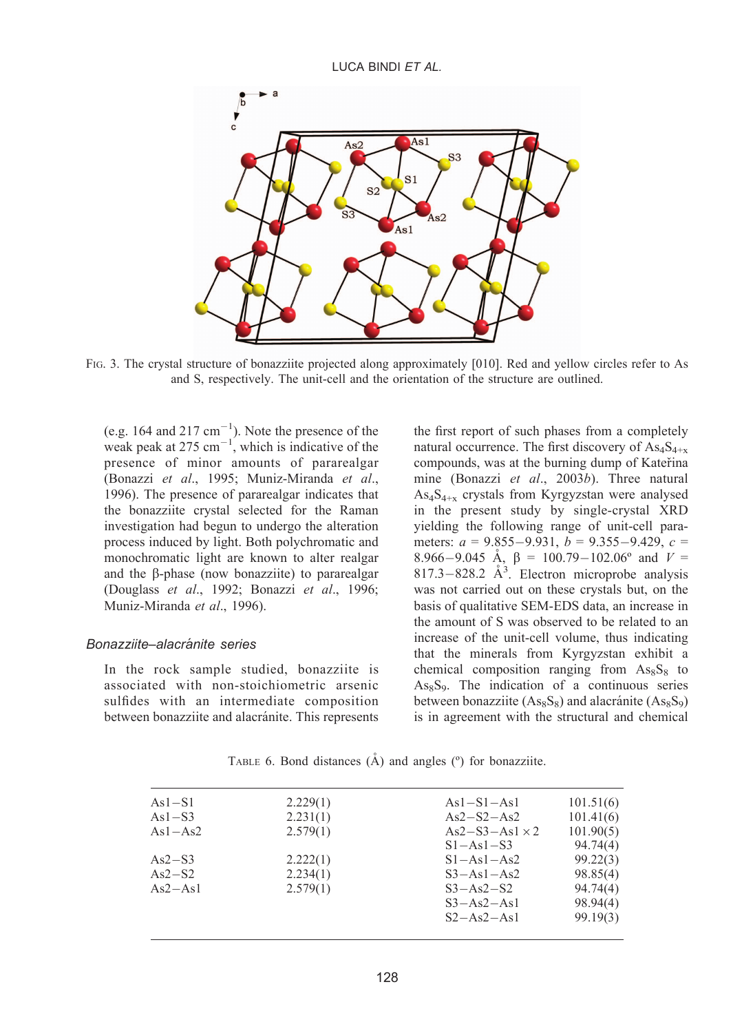FIG. 3. The crystal structure of bonazziite projected along approximately [010]. Red and yellow circles refer to As and S, respectively. The unit-cell and the orientation of the structure are outlined.

(e.g. 164 and 217 $cm^{-1}$). Note the presence of the weak peak at 275 $cm^{-1}$, which is indicative of the presence of minor amounts of pararealgar (Bonazzi *et al*., 1995; Muniz-Miranda *et al*., 1996). The presence of pararealgar indicates that the bonazziite crystal selected for the Raman investigation had begun to undergo the alteration process induced by light. Both polychromatic and monochromatic light are known to alter realgar and the β-phase (now bonazziite) to pararealgar (Douglass *et al*., 1992; Bonazzi *et al*., 1996; Muniz-Miranda *et al*., 1996).

### *Bonazziite–alacránite series*

In the rock sample studied, bonazziite is associated with non-stoichiometric arsenic sulfides with an intermediate composition between bonazziite and alacránite. This represents the first report of such phases from a completely natural occurrence. The first discovery of $As_4S_{4+x}$ compounds, was at the burning dump of Kateřina mine (Bonazzi *et al*., 2003*b*). Three natural $As_4S_{4+x}$ crystals from Kyrgyzstan were analysed in the present study by single-crystal XRD yielding the following range of unit-cell parameters: $a$ = 9.855–9.931, $b$ = 9.355–9.429, $c$ = 8.966–9.045 Å, β = 100.79–102.06º and $V$ = 817.3–828.2 $Å^3$. Electron microprobe analysis was not carried out on these crystals but, on the basis of qualitative SEM-EDS data, an increase in the amount of S was observed to be related to an increase of the unit-cell volume, thus indicating that the minerals from Kyrgyzstan exhibit a chemical composition ranging from $As_8S_8$ to $As_8S_9$. The indication of a continuous series between bonazziite ($As_8S_8$) and alacránite ($As_8S_9$) is in agreement with the structural and chemical

TABLE 6. Bond distances (Å) and angles (º) for bonazziite.

| | | | |
|---|---|---|---|
| As1–S1 | 2.229(1) | As1–S1–As1 | 101.51(6) |
| As1–S3 | 2.231(1) | As2–S2–As2 | 101.41(6) |
| As1–As2 | 2.579(1) | As2–S3–As1 × 2 | 101.90(5) |
| | | S1–As1–S3 | 94.74(4) |
| As2–S3 | 2.222(1) | S1–As1–As2 | 99.22(3) |
| As2–S2 | 2.234(1) | S3–As1–As2 | 98.85(4) |
| As2–As1 | 2.579(1) | S3–As2–S2 | 94.74(4) |
| | | S3–As2–As1 | 98.94(4) |
| | | S2–As2–As1 | 99.19(3) |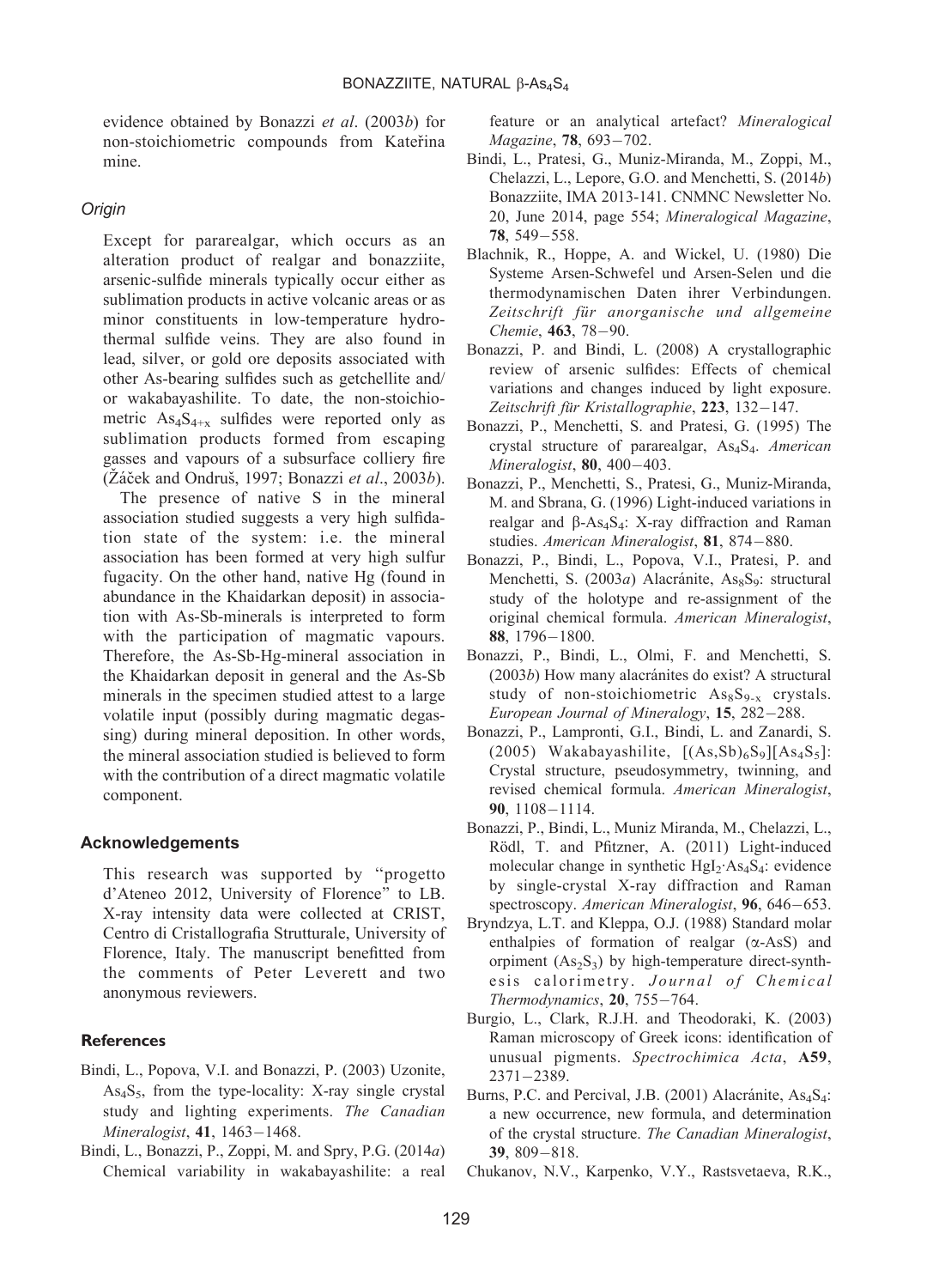evidence obtained by Bonazzi *et al*. (2003*b*) for non-stoichiometric compounds from Kateřina mine.

### *Origin*

Except for pararealgar, which occurs as an alteration product of realgar and bonazziite, arsenic-sulfide minerals typically occur either as sublimation products in active volcanic areas or as minor constituents in low-temperature hydrothermal sulfide veins. They are also found in lead, silver, or gold ore deposits associated with other As-bearing sulfides such as getchellite and/or wakabayashilite. To date, the non-stoichiometric $As_4S_{4+x}$ sulfides were reported only as sublimation products formed from escaping gasses and vapours of a subsurface colliery fire (Žáček and Ondruš, 1997; Bonazzi *et al*., 2003*b*).

The presence of native S in the mineral association studied suggests a very high sulfidation state of the system: i.e. the mineral association has been formed at very high sulfur fugacity. On the other hand, native Hg (found in abundance in the Khaidarkan deposit) in association with As-Sb-minerals is interpreted to form with the participation of magmatic vapours. Therefore, the As-Sb-Hg-mineral association in the Khaidarkan deposit in general and the As-Sb minerals in the specimen studied attest to a large volatile input (possibly during magmatic degassing) during mineral deposition. In other words, the mineral association studied is believed to form with the contribution of a direct magmatic volatile component.

## Acknowledgements

This research was supported by "progetto d'Ateneo 2012, University of Florence" to LB. X-ray intensity data were collected at CRIST, Centro di Cristallografia Strutturale, University of Florence, Italy. The manuscript benefitted from the comments of Peter Leverett and two anonymous reviewers.

## References

Bindi, L., Popova, V.I. and Bonazzi, P. (2003) Uzonite, $As_4S_5$, from the type-locality: X-ray single crystal study and lighting experiments. *The Canadian Mineralogist*, **41**, 1463−1468.

Bindi, L., Bonazzi, P., Zoppi, M. and Spry, P.G. (2014*a*) Chemical variability in wakabayashilite: a real feature or an analytical artefact? *Mineralogical Magazine*, **78**, 693−702.

Bindi, L., Pratesi, G., Muniz-Miranda, M., Zoppi, M., Chelazzi, L., Lepore, G.O. and Menchetti, S. (2014*b*) Bonazziite, IMA 2013-141. CNMNC Newsletter No. 20, June 2014, page 554; *Mineralogical Magazine*, **78**, 549−558.

Blachnik, R., Hoppe, A. and Wickel, U. (1980) Die Systeme Arsen-Schwefel und Arsen-Selen und die thermodynamischen Daten ihrer Verbindungen. *Zeitschrift für anorganische und allgemeine Chemie*, **463**, 78−90.

Bonazzi, P. and Bindi, L. (2008) A crystallographic review of arsenic sulfides: Effects of chemical variations and changes induced by light exposure. *Zeitschrift für Kristallographie*, **223**, 132−147.

Bonazzi, P., Menchetti, S. and Pratesi, G. (1995) The crystal structure of pararealgar, $As_4S_4$. *American Mineralogist*, **80**, 400−403.

Bonazzi, P., Menchetti, S., Pratesi, G., Muniz-Miranda, M. and Sbrana, G. (1996) Light-induced variations in realgar and $\beta$-$As_4S_4$: X-ray diffraction and Raman studies. *American Mineralogist*, **81**, 874−880.

Bonazzi, P., Bindi, L., Popova, V.I., Pratesi, P. and Menchetti, S. (2003*a*) Alacránite, $As_8S_9$: structural study of the holotype and re-assignment of the original chemical formula. *American Mineralogist*, **88**, 1796−1800.

Bonazzi, P., Bindi, L., Olmi, F. and Menchetti, S. (2003*b*) How many alacránites do exist? A structural study of non-stoichiometric $As_8S_{9-x}$ crystals. *European Journal of Mineralogy*, **15**, 282−288.

Bonazzi, P., Lampronti, G.I., Bindi, L. and Zanardi, S. (2005) Wakabayashilite, $[(As,Sb)_6S_9][As_4S_5]$: Crystal structure, pseudosymmetry, twinning, and revised chemical formula. *American Mineralogist*, **90**, 1108−1114.

Bonazzi, P., Bindi, L., Muniz Miranda, M., Chelazzi, L., Rödl, T. and Pfitzner, A. (2011) Light-induced molecular change in synthetic $HgI_2{\cdot}As_4S_4$: evidence by single-crystal X-ray diffraction and Raman spectroscopy. *American Mineralogist*, **96**, 646−653.

Bryndzya, L.T. and Kleppa, O.J. (1988) Standard molar enthalpies of formation of realgar ($\alpha$-AsS) and orpiment ($As_2S_3$) by high-temperature direct-synthesis calorimetry. *Journal of Chemical Thermodynamics*, **20**, 755−764.

Burgio, L., Clark, R.J.H. and Theodoraki, K. (2003) Raman microscopy of Greek icons: identification of unusual pigments. *Spectrochimica Acta*, **A59**, 2371−2389.

Burns, P.C. and Percival, J.B. (2001) Alacránite, $As_4S_4$: a new occurrence, new formula, and determination of the crystal structure. *The Canadian Mineralogist*, **39**, 809−818.

Chukanov, N.V., Karpenko, V.Y., Rastsvetaeva, R.K.,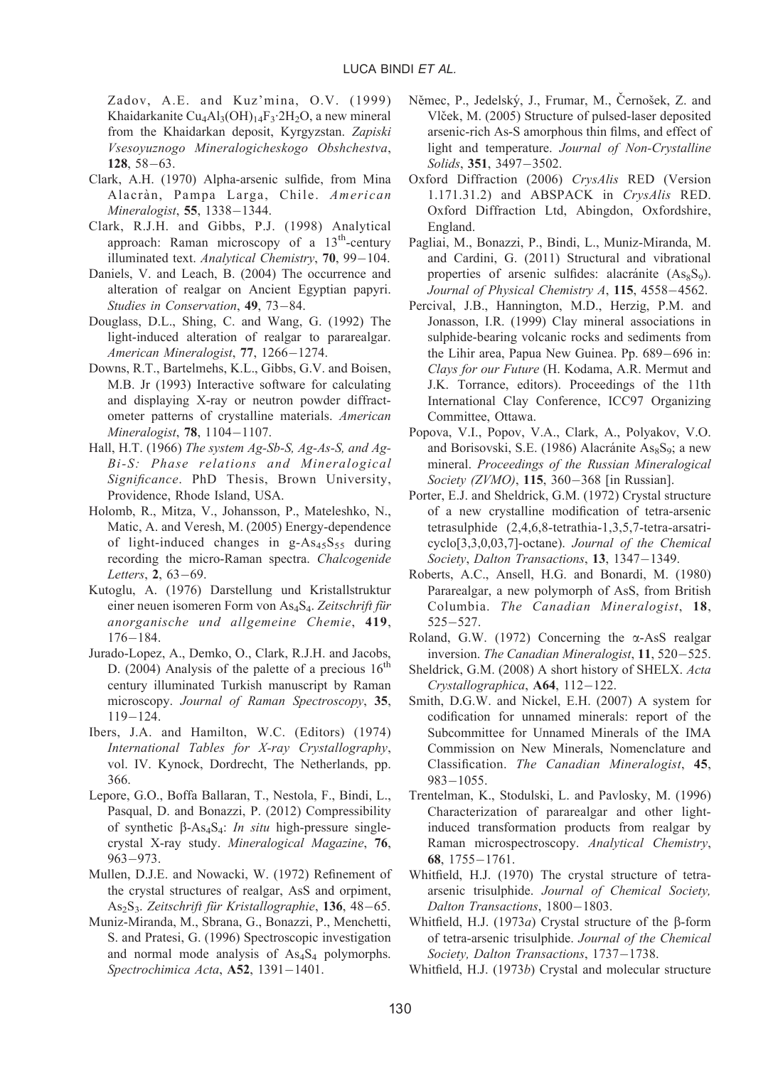Zadov, A.E. and Kuz'mina, O.V. (1999) Khaidarkanite $Cu_4Al_3(OH)_{14}F_3{\cdot}2H_2O$, a new mineral from the Khaidarkan deposit, Kyrgyzstan. *Zapiski Vsesoyuznogo Mineralogicheskogo Obshchestva*, **128**, 58–63.

Clark, A.H. (1970) Alpha-arsenic sulfide, from Mina Alacràn, Pampa Larga, Chile. *American Mineralogist*, **55**, 1338–1344.

Clark, R.J.H. and Gibbs, P.J. (1998) Analytical approach: Raman microscopy of a 13th-century illuminated text. *Analytical Chemistry*, **70**, 99–104.

Daniels, V. and Leach, B. (2004) The occurrence and alteration of realgar on Ancient Egyptian papyri. *Studies in Conservation*, **49**, 73–84.

Douglass, D.L., Shing, C. and Wang, G. (1992) The light-induced alteration of realgar to pararealgar. *American Mineralogist*, **77**, 1266–1274.

Downs, R.T., Bartelmehs, K.L., Gibbs, G.V. and Boisen, M.B. Jr (1993) Interactive software for calculating and displaying X-ray or neutron powder diffractometer patterns of crystalline materials. *American Mineralogist*, **78**, 1104–1107.

Hall, H.T. (1966) *The system Ag-Sb-S, Ag-As-S, and Ag-Bi-S: Phase relations and Mineralogical Significance*. PhD Thesis, Brown University, Providence, Rhode Island, USA.

Holomb, R., Mitza, V., Johansson, P., Mateleshko, N., Matic, A. and Veresh, M. (2005) Energy-dependence of light-induced changes in g-$As_{45}S_{55}$ during recording the micro-Raman spectra. *Chalcogenide Letters*, **2**, 63–69.

Kutoglu, A. (1976) Darstellung und Kristallstruktur einer neuen isomeren Form von $As_4S_4$. *Zeitschrift für anorganische und allgemeine Chemie*, **419**, 176–184.

Jurado-Lopez, A., Demko, O., Clark, R.J.H. and Jacobs, D. (2004) Analysis of the palette of a precious 16th century illuminated Turkish manuscript by Raman microscopy. *Journal of Raman Spectroscopy*, **35**, 119–124.

Ibers, J.A. and Hamilton, W.C. (Editors) (1974) *International Tables for X-ray Crystallography*, vol. IV. Kynock, Dordrecht, The Netherlands, pp. 366.

Lepore, G.O., Boffa Ballaran, T., Nestola, F., Bindi, L., Pasqual, D. and Bonazzi, P. (2012) Compressibility of synthetic β-$As_4S_4$: *In situ* high-pressure single-crystal X-ray study. *Mineralogical Magazine*, **76**, 963–973.

Mullen, D.J.E. and Nowacki, W. (1972) Refinement of the crystal structures of realgar, AsS and orpiment, $As_2S_3$. *Zeitschrift für Kristallographie*, **136**, 48–65.

Muniz-Miranda, M., Sbrana, G., Bonazzi, P., Menchetti, S. and Pratesi, G. (1996) Spectroscopic investigation and normal mode analysis of $As_4S_4$ polymorphs. *Spectrochimica Acta*, **A52**, 1391–1401.

Němec, P., Jedelský, J., Frumar, M., Černošek, Z. and Vlček, M. (2005) Structure of pulsed-laser deposited arsenic-rich As-S amorphous thin films, and effect of light and temperature. *Journal of Non-Crystalline Solids*, **351**, 3497–3502.

Oxford Diffraction (2006) *CrysAlis* RED (Version 1.171.31.2) and ABSPACK in *CrysAlis* RED. Oxford Diffraction Ltd, Abingdon, Oxfordshire, England.

Pagliai, M., Bonazzi, P., Bindi, L., Muniz-Miranda, M. and Cardini, G. (2011) Structural and vibrational properties of arsenic sulfides: alacránite ($As_8S_9$). *Journal of Physical Chemistry A*, **115**, 4558–4562.

Percival, J.B., Hannington, M.D., Herzig, P.M. and Jonasson, I.R. (1999) Clay mineral associations in sulphide-bearing volcanic rocks and sediments from the Lihir area, Papua New Guinea. Pp. 689–696 in: *Clays for our Future* (H. Kodama, A.R. Mermut and J.K. Torrance, editors). Proceedings of the 11th International Clay Conference, ICC97 Organizing Committee, Ottawa.

Popova, V.I., Popov, V.A., Clark, A., Polyakov, V.O. and Borisovski, S.E. (1986) Alacránite $As_8S_9$; a new mineral. *Proceedings of the Russian Mineralogical Society (ZVMO)*, **115**, 360–368 [in Russian].

Porter, E.J. and Sheldrick, G.M. (1972) Crystal structure of a new crystalline modification of tetra-arsenic tetrasulphide (2,4,6,8-tetrathia-1,3,5,7-tetra-arsatricyclo[3,3,0,03,7]-octane). *Journal of the Chemical Society, Dalton Transactions*, **13**, 1347–1349.

Roberts, A.C., Ansell, H.G. and Bonardi, M. (1980) Pararealgar, a new polymorph of AsS, from British Columbia. *The Canadian Mineralogist*, **18**, 525–527.

Roland, G.W. (1972) Concerning the α-AsS realgar inversion. *The Canadian Mineralogist*, **11**, 520–525.

Sheldrick, G.M. (2008) A short history of SHELX. *Acta Crystallographica*, **A64**, 112–122.

Smith, D.G.W. and Nickel, E.H. (2007) A system for codification for unnamed minerals: report of the Subcommittee for Unnamed Minerals of the IMA Commission on New Minerals, Nomenclature and Classification. *The Canadian Mineralogist*, **45**, 983–1055.

Trentelman, K., Stodulski, L. and Pavlosky, M. (1996) Characterization of pararealgar and other light-induced transformation products from realgar by Raman microspectroscopy. *Analytical Chemistry*, **68**, 1755–1761.

Whitfield, H.J. (1970) The crystal structure of tetra-arsenic trisulphide. *Journal of Chemical Society, Dalton Transactions*, 1800–1803.

Whitfield, H.J. (1973*a*) Crystal structure of the β-form of tetra-arsenic trisulphide. *Journal of the Chemical Society, Dalton Transactions*, 1737–1738.

Whitfield, H.J. (1973*b*) Crystal and molecular structure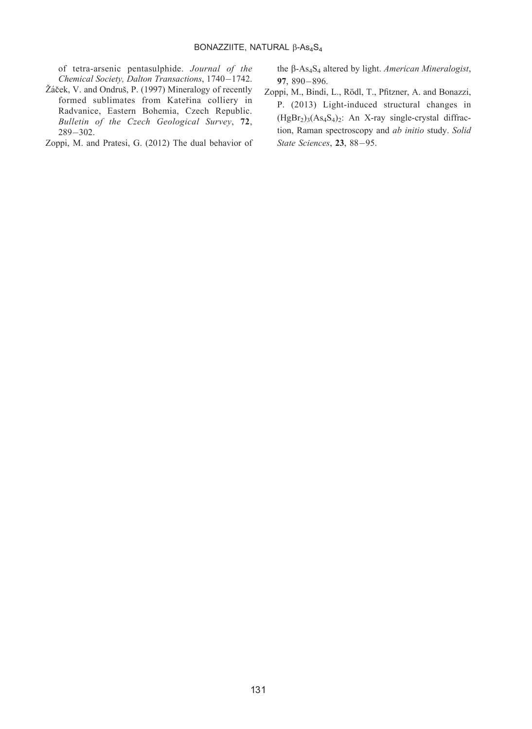of tetra-arsenic pentasulphide. *Journal of the Chemical Society, Dalton Transactions*, 1740–1742.

Žáček, V. and Ondruš, P. (1997) Mineralogy of recently formed sublimates from Kateřina colliery in Radvanice, Eastern Bohemia, Czech Republic. *Bulletin of the Czech Geological Survey*, **72**, 289–302.

Zoppi, M. and Pratesi, G. (2012) The dual behavior of the β-$As_4S_4$ altered by light. *American Mineralogist*, **97**, 890–896.

Zoppi, M., Bindi, L., Rödl, T., Pfitzner, A. and Bonazzi, P. (2013) Light-induced structural changes in $(HgBr_2)_3(As_4S_4)_2$: An X-ray single-crystal diffraction, Raman spectroscopy and *ab initio* study. *Solid State Sciences*, **23**, 88–95.